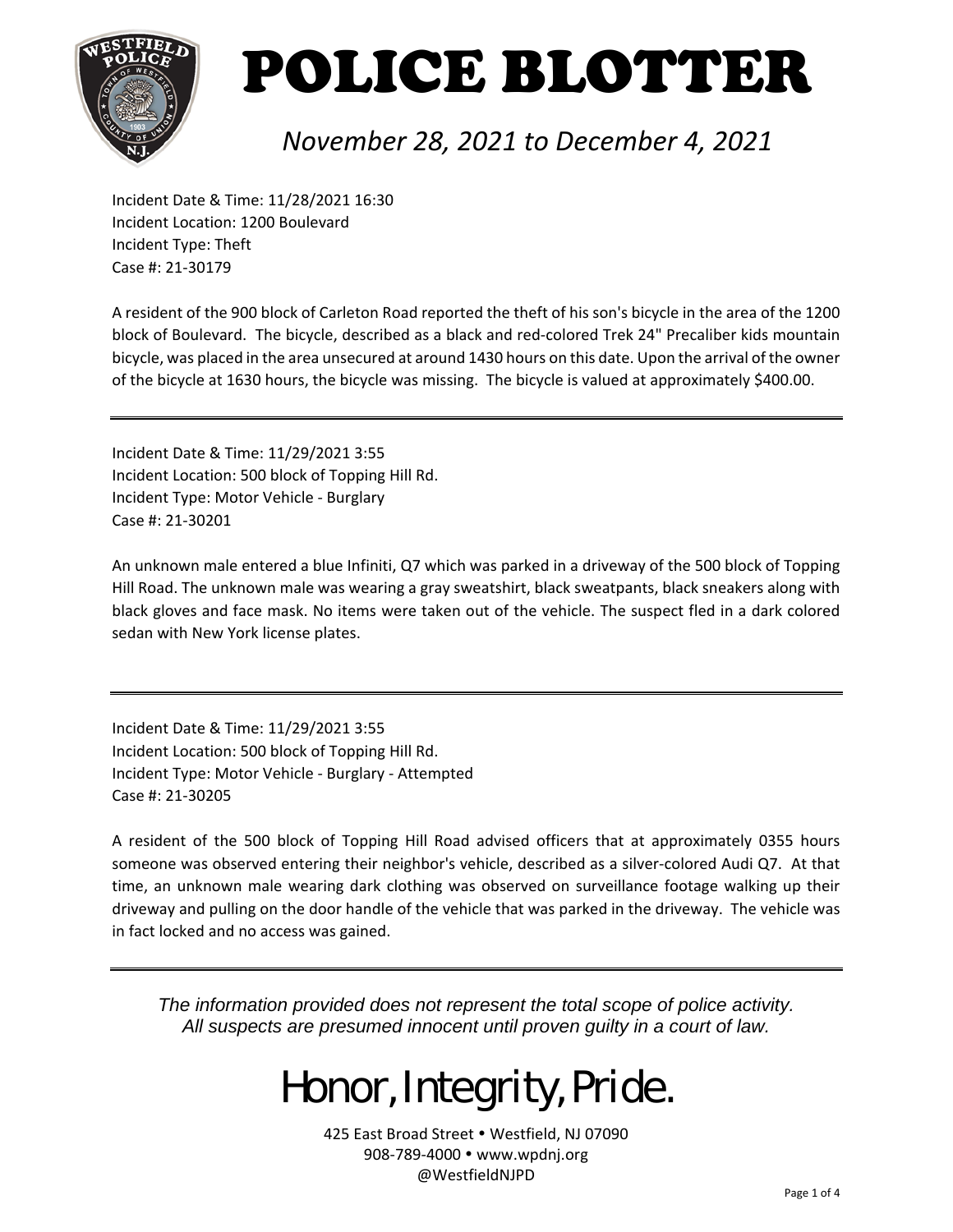# POLICE BLOTTER

*November 28, 2021 to December 4, 2021*

Incident Date & Time: 11/28/2021 16:30
Incident Location: 1200 Boulevard
Incident Type: Theft
Case #: 21-30179

A resident of the 900 block of Carleton Road reported the theft of his son's bicycle in the area of the 1200 block of Boulevard. The bicycle, described as a black and red-colored Trek 24" Precaliber kids mountain bicycle, was placed in the area unsecured at around 1430 hours on this date. Upon the arrival of the owner of the bicycle at 1630 hours, the bicycle was missing. The bicycle is valued at approximately $400.00.

---

Incident Date & Time: 11/29/2021 3:55
Incident Location: 500 block of Topping Hill Rd.
Incident Type: Motor Vehicle - Burglary
Case #: 21-30201

An unknown male entered a blue Infiniti, Q7 which was parked in a driveway of the 500 block of Topping Hill Road. The unknown male was wearing a gray sweatshirt, black sweatpants, black sneakers along with black gloves and face mask. No items were taken out of the vehicle. The suspect fled in a dark colored sedan with New York license plates.

---

Incident Date & Time: 11/29/2021 3:55
Incident Location: 500 block of Topping Hill Rd.
Incident Type: Motor Vehicle - Burglary - Attempted
Case #: 21-30205

A resident of the 500 block of Topping Hill Road advised officers that at approximately 0355 hours someone was observed entering their neighbor's vehicle, described as a silver-colored Audi Q7. At that time, an unknown male wearing dark clothing was observed on surveillance footage walking up their driveway and pulling on the door handle of the vehicle that was parked in the driveway. The vehicle was in fact locked and no access was gained.

---

*The information provided does not represent the total scope of police activity.*
*All suspects are presumed innocent until proven guilty in a court of law.*

Honor, Integrity, Pride.

425 East Broad Street • Westfield, NJ 07090
908-789-4000 • www.wpdnj.org
@WestfieldNJPD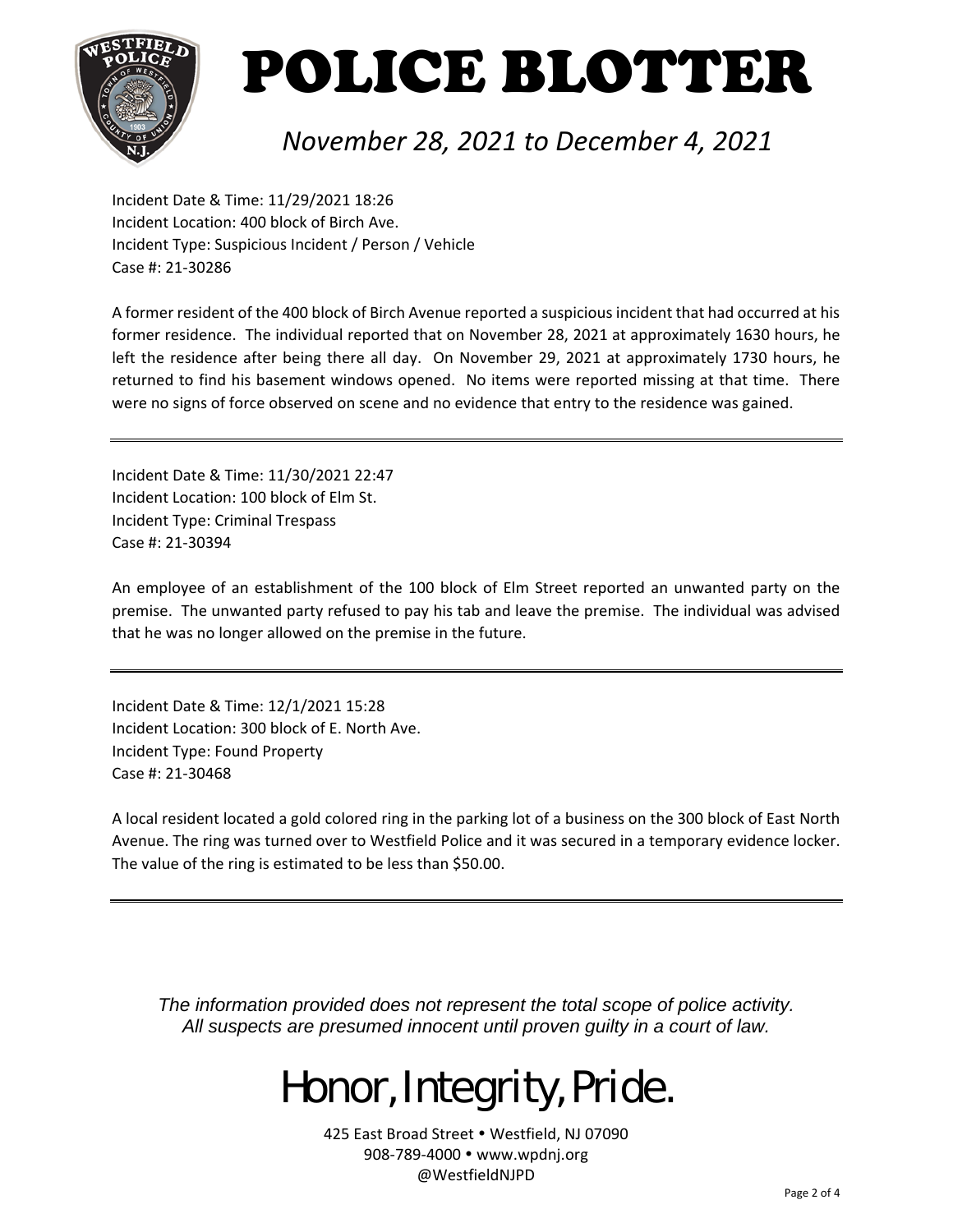# POLICE BLOTTER

*November 28, 2021 to December 4, 2021*

Incident Date & Time: 11/29/2021 18:26
Incident Location: 400 block of Birch Ave.
Incident Type: Suspicious Incident / Person / Vehicle
Case #: 21-30286

A former resident of the 400 block of Birch Avenue reported a suspicious incident that had occurred at his former residence. The individual reported that on November 28, 2021 at approximately 1630 hours, he left the residence after being there all day. On November 29, 2021 at approximately 1730 hours, he returned to find his basement windows opened. No items were reported missing at that time. There were no signs of force observed on scene and no evidence that entry to the residence was gained.

---

Incident Date & Time: 11/30/2021 22:47
Incident Location: 100 block of Elm St.
Incident Type: Criminal Trespass
Case #: 21-30394

An employee of an establishment of the 100 block of Elm Street reported an unwanted party on the premise. The unwanted party refused to pay his tab and leave the premise. The individual was advised that he was no longer allowed on the premise in the future.

---

Incident Date & Time: 12/1/2021 15:28
Incident Location: 300 block of E. North Ave.
Incident Type: Found Property
Case #: 21-30468

A local resident located a gold colored ring in the parking lot of a business on the 300 block of East North Avenue. The ring was turned over to Westfield Police and it was secured in a temporary evidence locker. The value of the ring is estimated to be less than $50.00.

---

*The information provided does not represent the total scope of police activity.*
*All suspects are presumed innocent until proven guilty in a court of law.*

Honor, Integrity, Pride.

425 East Broad Street • Westfield, NJ 07090
908-789-4000 • www.wpdnj.org
@WestfieldNJPD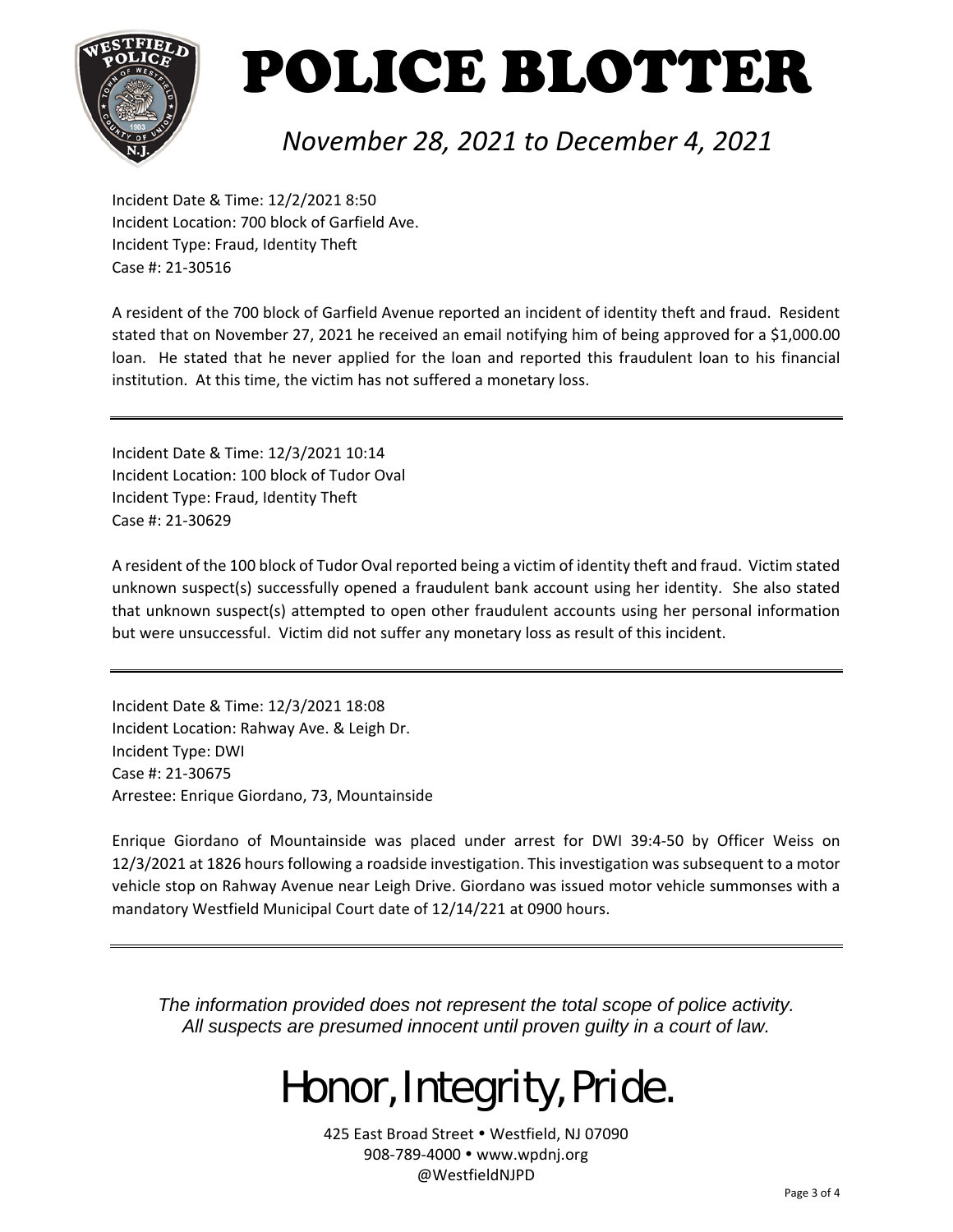# POLICE BLOTTER

*November 28, 2021 to December 4, 2021*

Incident Date & Time: 12/2/2021 8:50
Incident Location: 700 block of Garfield Ave.
Incident Type: Fraud, Identity Theft
Case #: 21-30516

A resident of the 700 block of Garfield Avenue reported an incident of identity theft and fraud. Resident stated that on November 27, 2021 he received an email notifying him of being approved for a $1,000.00 loan. He stated that he never applied for the loan and reported this fraudulent loan to his financial institution. At this time, the victim has not suffered a monetary loss.

---

Incident Date & Time: 12/3/2021 10:14
Incident Location: 100 block of Tudor Oval
Incident Type: Fraud, Identity Theft
Case #: 21-30629

A resident of the 100 block of Tudor Oval reported being a victim of identity theft and fraud. Victim stated unknown suspect(s) successfully opened a fraudulent bank account using her identity. She also stated that unknown suspect(s) attempted to open other fraudulent accounts using her personal information but were unsuccessful. Victim did not suffer any monetary loss as result of this incident.

---

Incident Date & Time: 12/3/2021 18:08
Incident Location: Rahway Ave. & Leigh Dr.
Incident Type: DWI
Case #: 21-30675
Arrestee: Enrique Giordano, 73, Mountainside

Enrique Giordano of Mountainside was placed under arrest for DWI 39:4-50 by Officer Weiss on 12/3/2021 at 1826 hours following a roadside investigation. This investigation was subsequent to a motor vehicle stop on Rahway Avenue near Leigh Drive. Giordano was issued motor vehicle summonses with a mandatory Westfield Municipal Court date of 12/14/221 at 0900 hours.

---

*The information provided does not represent the total scope of police activity.*
*All suspects are presumed innocent until proven guilty in a court of law.*

Honor, Integrity, Pride.

425 East Broad Street • Westfield, NJ 07090
908-789-4000 • www.wpdnj.org
@WestfieldNJPD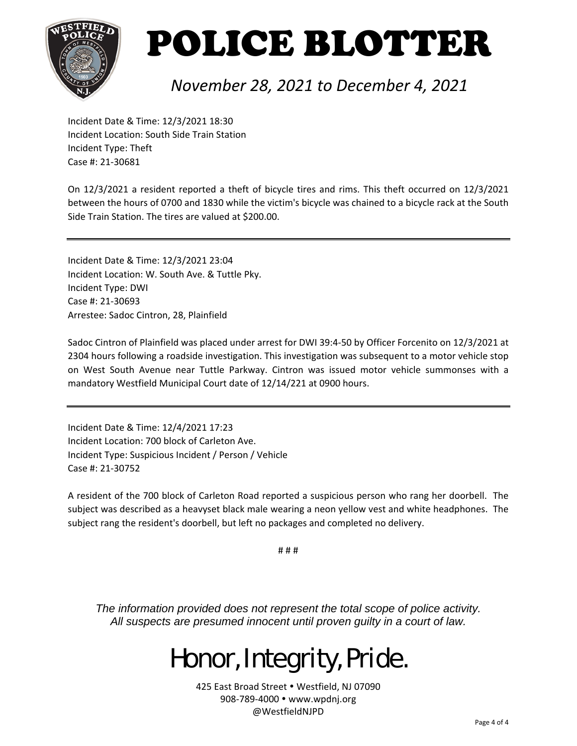# POLICE BLOTTER

*November 28, 2021 to December 4, 2021*

Incident Date & Time: 12/3/2021 18:30
Incident Location: South Side Train Station
Incident Type: Theft
Case #: 21-30681

On 12/3/2021 a resident reported a theft of bicycle tires and rims. This theft occurred on 12/3/2021 between the hours of 0700 and 1830 while the victim's bicycle was chained to a bicycle rack at the South Side Train Station. The tires are valued at $200.00.

---

Incident Date & Time: 12/3/2021 23:04
Incident Location: W. South Ave. & Tuttle Pky.
Incident Type: DWI
Case #: 21-30693
Arrestee: Sadoc Cintron, 28, Plainfield

Sadoc Cintron of Plainfield was placed under arrest for DWI 39:4-50 by Officer Forcenito on 12/3/2021 at 2304 hours following a roadside investigation. This investigation was subsequent to a motor vehicle stop on West South Avenue near Tuttle Parkway. Cintron was issued motor vehicle summonses with a mandatory Westfield Municipal Court date of 12/14/221 at 0900 hours.

---

Incident Date & Time: 12/4/2021 17:23
Incident Location: 700 block of Carleton Ave.
Incident Type: Suspicious Incident / Person / Vehicle
Case #: 21-30752

A resident of the 700 block of Carleton Road reported a suspicious person who rang her doorbell. The subject was described as a heavyset black male wearing a neon yellow vest and white headphones. The subject rang the resident's doorbell, but left no packages and completed no delivery.

# # #

*The information provided does not represent the total scope of police activity.*
*All suspects are presumed innocent until proven guilty in a court of law.*

Honor, Integrity, Pride.

425 East Broad Street • Westfield, NJ 07090
908-789-4000 • www.wpdnj.org
@WestfieldNJPD